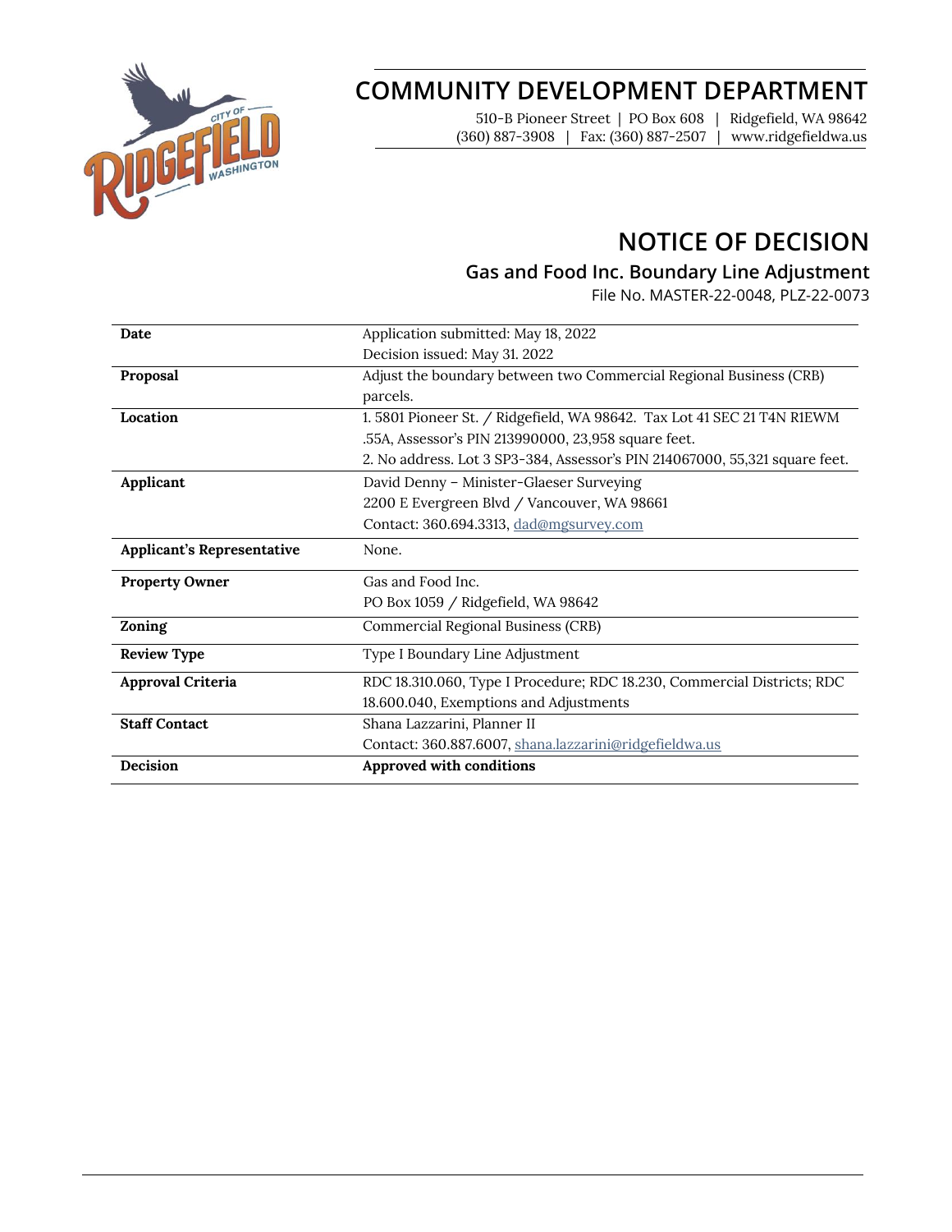# COMMUNITY DEVELOPMENT DEPARTMENT

510-B Pioneer Street | PO Box 608 | Ridgefield, WA 98642
(360) 887-3908 | Fax: (360) 887-2507 | www.ridgefieldwa.us

# NOTICE OF DECISION

## Gas and Food Inc. Boundary Line Adjustment

File No. MASTER-22-0048, PLZ-22-0073

| | |
|---|---|
| **Date** | Application submitted: May 18, 2022<br>Decision issued: May 31. 2022 |
| **Proposal** | Adjust the boundary between two Commercial Regional Business (CRB) parcels. |
| **Location** | 1. 5801 Pioneer St. / Ridgefield, WA 98642. Tax Lot 41 SEC 21 T4N R1EWM .55A, Assessor's PIN 213990000, 23,958 square feet.<br>2. No address. Lot 3 SP3-384, Assessor's PIN 214067000, 55,321 square feet. |
| **Applicant** | David Denny – Minister-Glaeser Surveying<br>2200 E Evergreen Blvd / Vancouver, WA 98661<br>Contact: 360.694.3313, dad@mgsurvey.com |
| **Applicant's Representative** | None. |
| **Property Owner** | Gas and Food Inc.<br>PO Box 1059 / Ridgefield, WA 98642 |
| **Zoning** | Commercial Regional Business (CRB) |
| **Review Type** | Type I Boundary Line Adjustment |
| **Approval Criteria** | RDC 18.310.060, Type I Procedure; RDC 18.230, Commercial Districts; RDC 18.600.040, Exemptions and Adjustments |
| **Staff Contact** | Shana Lazzarini, Planner II<br>Contact: 360.887.6007, shana.lazzarini@ridgefieldwa.us |
| **Decision** | **Approved with conditions** |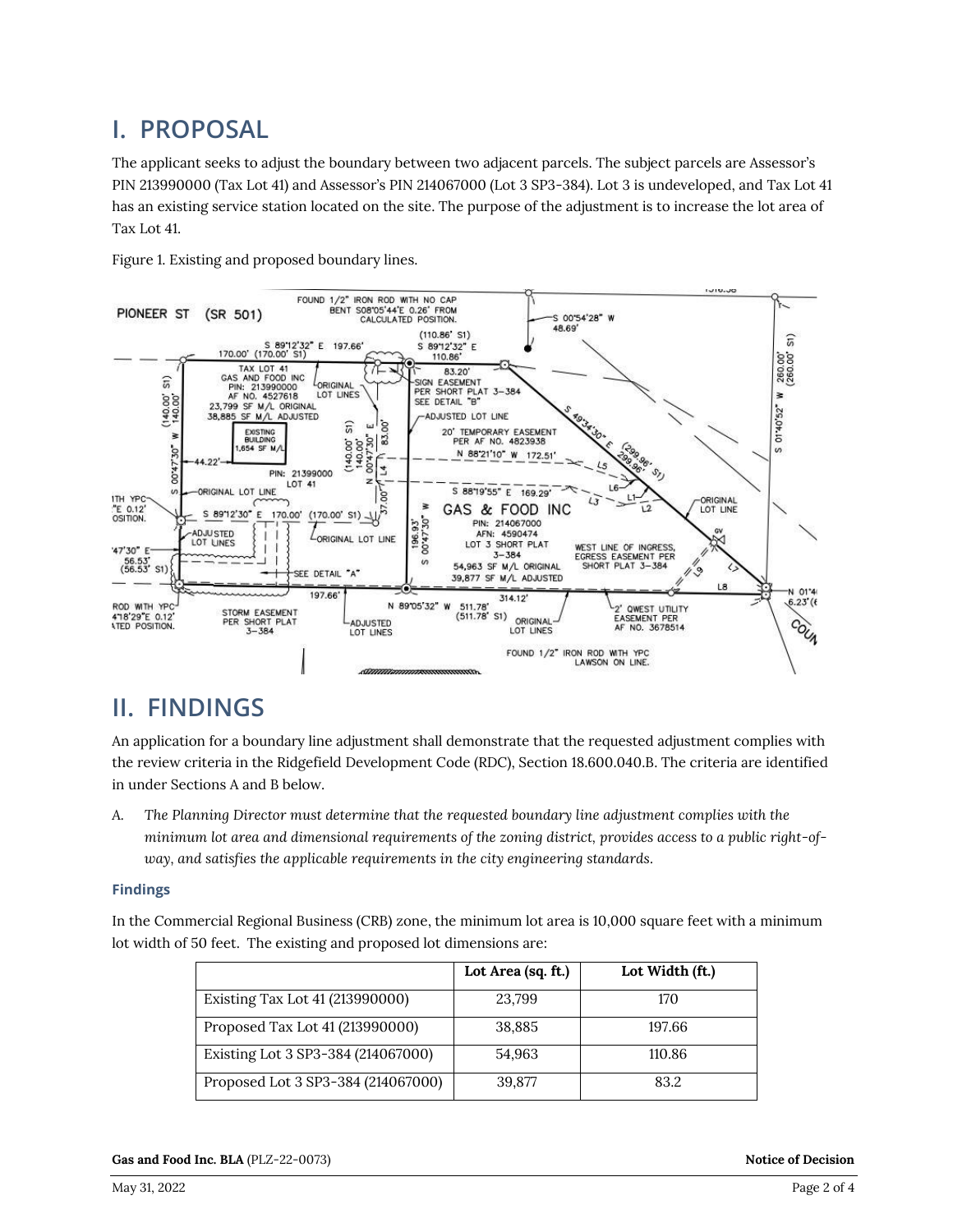## I. PROPOSAL

The applicant seeks to adjust the boundary between two adjacent parcels. The subject parcels are Assessor's PIN 213990000 (Tax Lot 41) and Assessor's PIN 214067000 (Lot 3 SP3-384). Lot 3 is undeveloped, and Tax Lot 41 has an existing service station located on the site. The purpose of the adjustment is to increase the lot area of Tax Lot 41.

Figure 1. Existing and proposed boundary lines.

## II. FINDINGS

An application for a boundary line adjustment shall demonstrate that the requested adjustment complies with the review criteria in the Ridgefield Development Code (RDC), Section 18.600.040.B. The criteria are identified in under Sections A and B below.

A. *The Planning Director must determine that the requested boundary line adjustment complies with the minimum lot area and dimensional requirements of the zoning district, provides access to a public right-of-way, and satisfies the applicable requirements in the city engineering standards.*

### Findings

In the Commercial Regional Business (CRB) zone, the minimum lot area is 10,000 square feet with a minimum lot width of 50 feet. The existing and proposed lot dimensions are:

| | Lot Area (sq. ft.) | Lot Width (ft.) |
|---|---|---|
| Existing Tax Lot 41 (213990000) | 23,799 | 170 |
| Proposed Tax Lot 41 (213990000) | 38,885 | 197.66 |
| Existing Lot 3 SP3-384 (214067000) | 54,963 | 110.86 |
| Proposed Lot 3 SP3-384 (214067000) | 39,877 | 83.2 |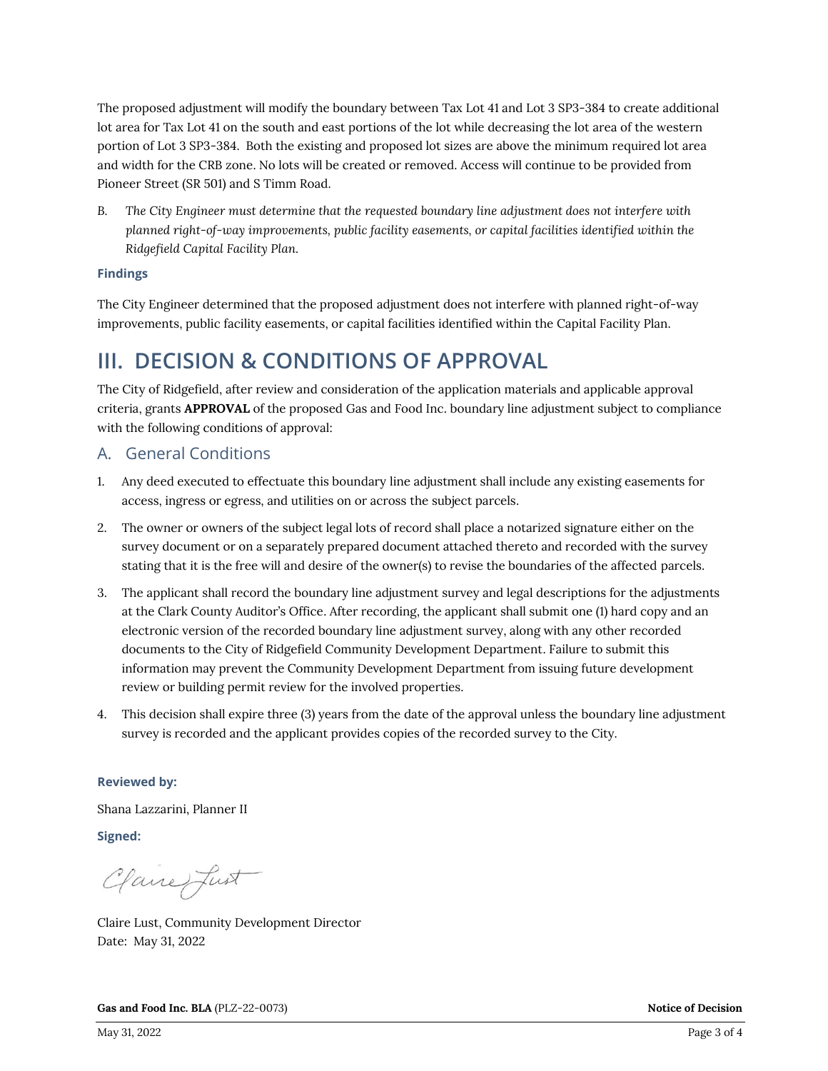The proposed adjustment will modify the boundary between Tax Lot 41 and Lot 3 SP3-384 to create additional lot area for Tax Lot 41 on the south and east portions of the lot while decreasing the lot area of the western portion of Lot 3 SP3-384. Both the existing and proposed lot sizes are above the minimum required lot area and width for the CRB zone. No lots will be created or removed. Access will continue to be provided from Pioneer Street (SR 501) and S Timm Road.

B. *The City Engineer must determine that the requested boundary line adjustment does not interfere with planned right-of-way improvements, public facility easements, or capital facilities identified within the Ridgefield Capital Facility Plan.*

**Findings**

The City Engineer determined that the proposed adjustment does not interfere with planned right-of-way improvements, public facility easements, or capital facilities identified within the Capital Facility Plan.

# III. DECISION & CONDITIONS OF APPROVAL

The City of Ridgefield, after review and consideration of the application materials and applicable approval criteria, grants **APPROVAL** of the proposed Gas and Food Inc. boundary line adjustment subject to compliance with the following conditions of approval:

## A. General Conditions

1. Any deed executed to effectuate this boundary line adjustment shall include any existing easements for access, ingress or egress, and utilities on or across the subject parcels.
2. The owner or owners of the subject legal lots of record shall place a notarized signature either on the survey document or on a separately prepared document attached thereto and recorded with the survey stating that it is the free will and desire of the owner(s) to revise the boundaries of the affected parcels.
3. The applicant shall record the boundary line adjustment survey and legal descriptions for the adjustments at the Clark County Auditor's Office. After recording, the applicant shall submit one (1) hard copy and an electronic version of the recorded boundary line adjustment survey, along with any other recorded documents to the City of Ridgefield Community Development Department. Failure to submit this information may prevent the Community Development Department from issuing future development review or building permit review for the involved properties.
4. This decision shall expire three (3) years from the date of the approval unless the boundary line adjustment survey is recorded and the applicant provides copies of the recorded survey to the City.

**Reviewed by:**

Shana Lazzarini, Planner II

**Signed:**

Claire Lust

Claire Lust, Community Development Director
Date: May 31, 2022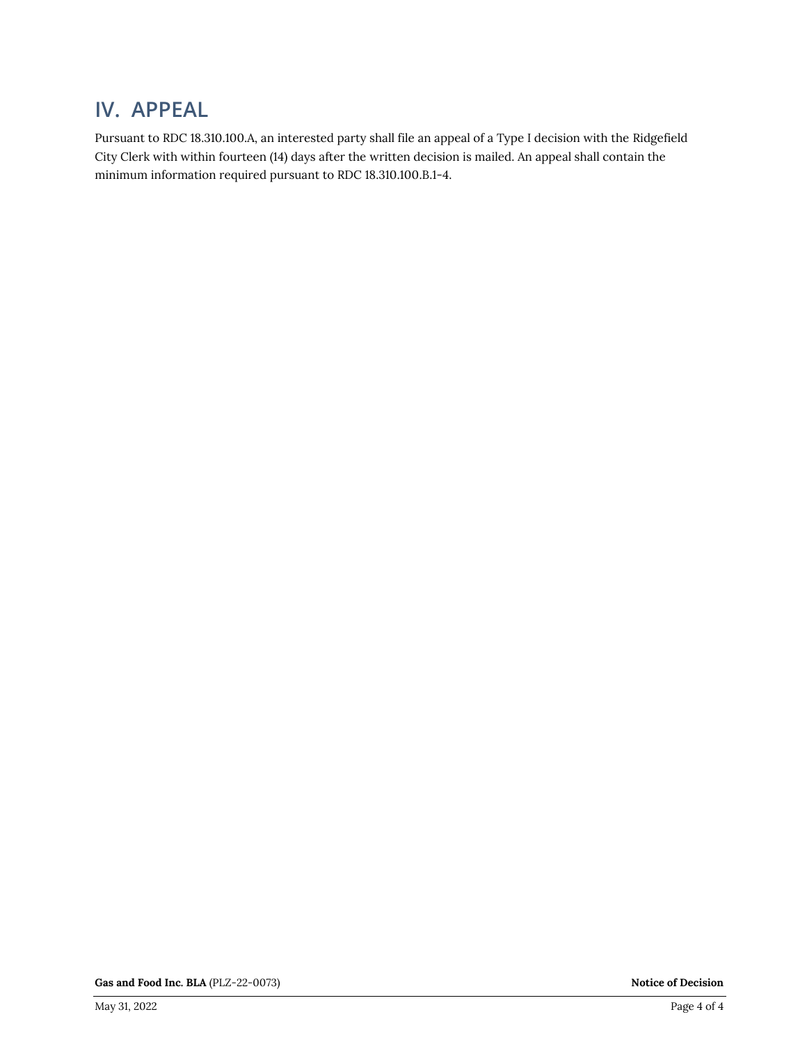## IV. APPEAL

Pursuant to RDC 18.310.100.A, an interested party shall file an appeal of a Type I decision with the Ridgefield City Clerk with within fourteen (14) days after the written decision is mailed. An appeal shall contain the minimum information required pursuant to RDC 18.310.100.B.1-4.